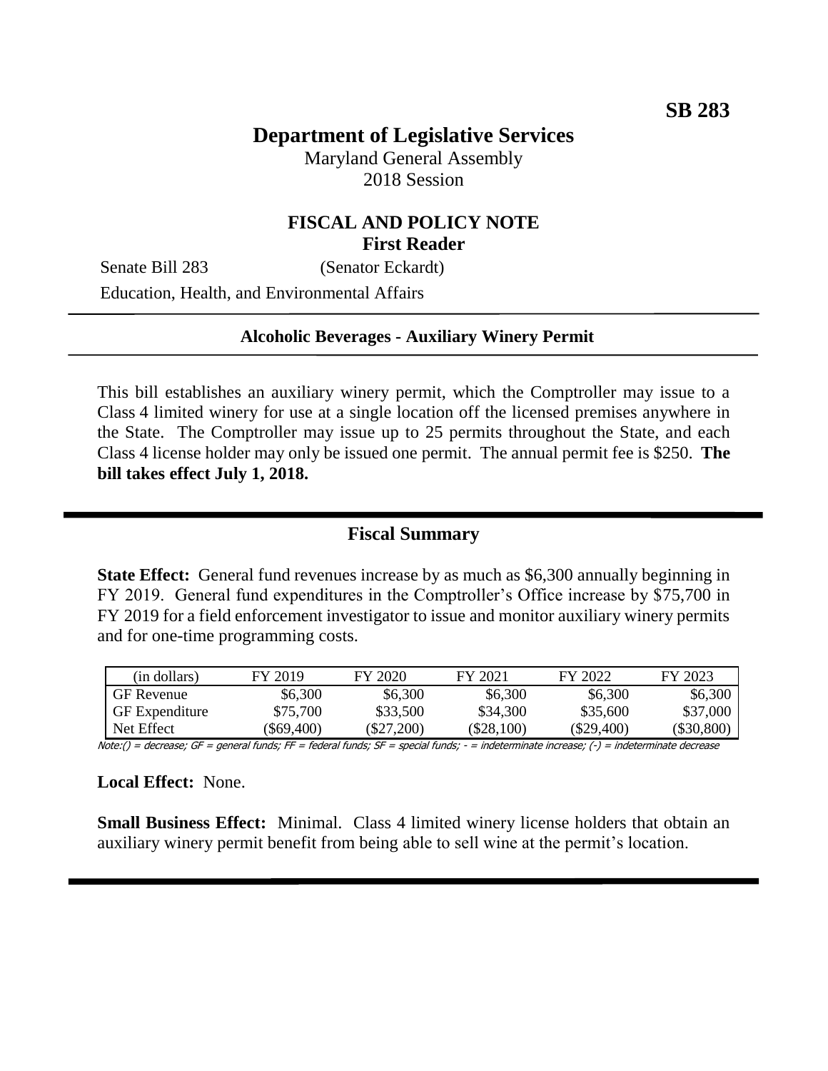**SB 283**

# Department of Legislative Services

Maryland General Assembly
2018 Session

## FISCAL AND POLICY NOTE
**First Reader**

Senate Bill 283 (Senator Eckardt)
Education, Health, and Environmental Affairs

**Alcoholic Beverages - Auxiliary Winery Permit**

This bill establishes an auxiliary winery permit, which the Comptroller may issue to a Class 4 limited winery for use at a single location off the licensed premises anywhere in the State. The Comptroller may issue up to 25 permits throughout the State, and each Class 4 license holder may only be issued one permit. The annual permit fee is $250. **The bill takes effect July 1, 2018.**

## Fiscal Summary

**State Effect:** General fund revenues increase by as much as $6,300 annually beginning in FY 2019. General fund expenditures in the Comptroller's Office increase by $75,700 in FY 2019 for a field enforcement investigator to issue and monitor auxiliary winery permits and for one-time programming costs.

| (in dollars) | FY 2019 | FY 2020 | FY 2021 | FY 2022 | FY 2023 |
|---|---|---|---|---|---|
| GF Revenue | $6,300 | $6,300 | $6,300 | $6,300 | $6,300 |
| GF Expenditure | $75,700 | $33,500 | $34,300 | $35,600 | $37,000 |
| Net Effect | ($69,400) | ($27,200) | ($28,100) | ($29,400) | ($30,800) |

Note:() = decrease; GF = general funds; FF = federal funds; SF = special funds; - = indeterminate increase; (-) = indeterminate decrease

**Local Effect:** None.

**Small Business Effect:** Minimal. Class 4 limited winery license holders that obtain an auxiliary winery permit benefit from being able to sell wine at the permit's location.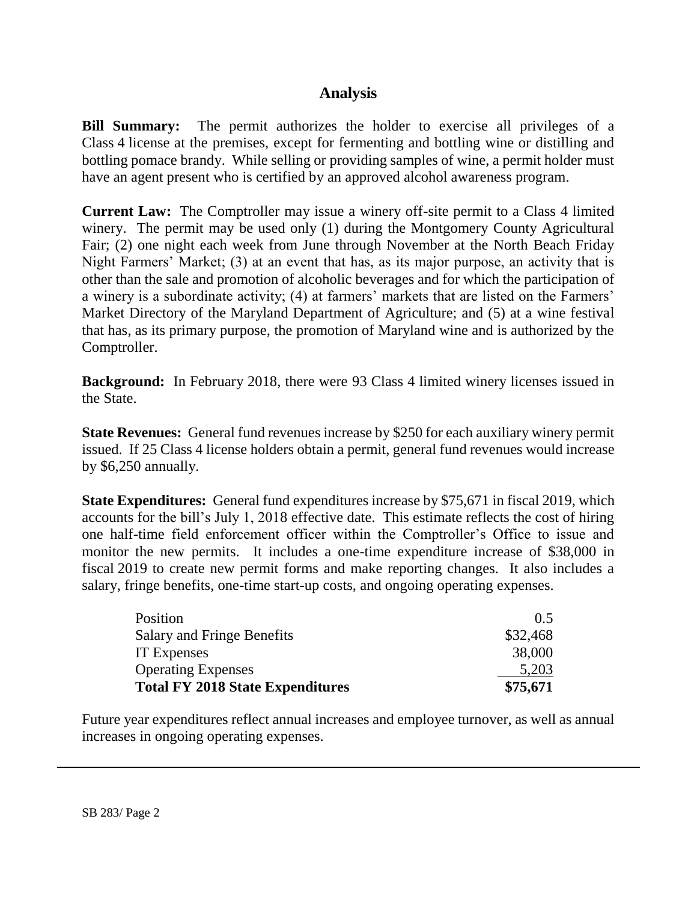## Analysis

**Bill Summary:** The permit authorizes the holder to exercise all privileges of a Class 4 license at the premises, except for fermenting and bottling wine or distilling and bottling pomace brandy. While selling or providing samples of wine, a permit holder must have an agent present who is certified by an approved alcohol awareness program.

**Current Law:** The Comptroller may issue a winery off-site permit to a Class 4 limited winery. The permit may be used only (1) during the Montgomery County Agricultural Fair; (2) one night each week from June through November at the North Beach Friday Night Farmers' Market; (3) at an event that has, as its major purpose, an activity that is other than the sale and promotion of alcoholic beverages and for which the participation of a winery is a subordinate activity; (4) at farmers' markets that are listed on the Farmers' Market Directory of the Maryland Department of Agriculture; and (5) at a wine festival that has, as its primary purpose, the promotion of Maryland wine and is authorized by the Comptroller.

**Background:** In February 2018, there were 93 Class 4 limited winery licenses issued in the State.

**State Revenues:** General fund revenues increase by $250 for each auxiliary winery permit issued. If 25 Class 4 license holders obtain a permit, general fund revenues would increase by $6,250 annually.

**State Expenditures:** General fund expenditures increase by $75,671 in fiscal 2019, which accounts for the bill's July 1, 2018 effective date. This estimate reflects the cost of hiring one half-time field enforcement officer within the Comptroller's Office to issue and monitor the new permits. It includes a one-time expenditure increase of $38,000 in fiscal 2019 to create new permit forms and make reporting changes. It also includes a salary, fringe benefits, one-time start-up costs, and ongoing operating expenses.

| | |
|---|---:|
| Position | 0.5 |
| Salary and Fringe Benefits | $32,468 |
| IT Expenses | 38,000 |
| Operating Expenses | 5,203 |
| **Total FY 2018 State Expenditures** | **$75,671** |

Future year expenditures reflect annual increases and employee turnover, as well as annual increases in ongoing operating expenses.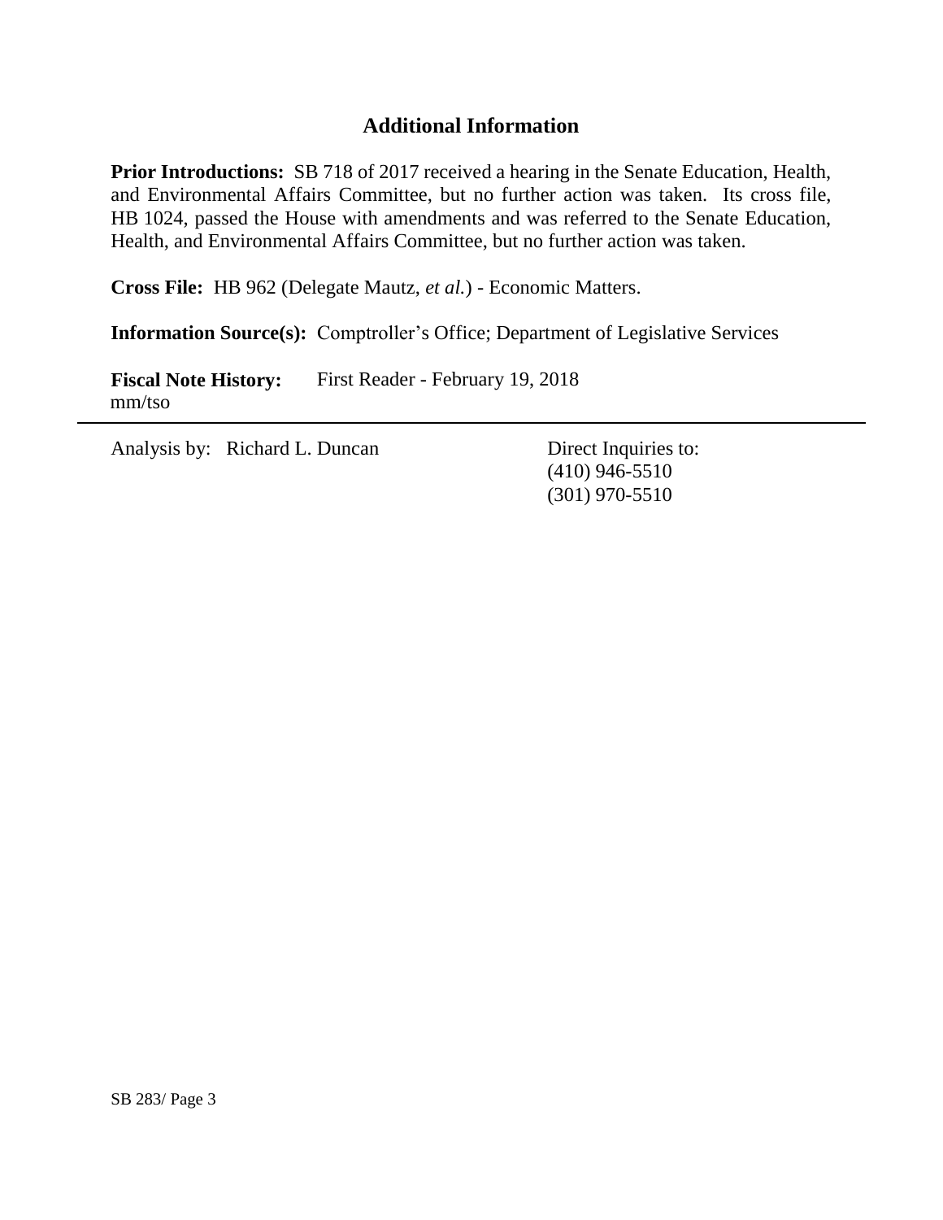## Additional Information

**Prior Introductions:** SB 718 of 2017 received a hearing in the Senate Education, Health, and Environmental Affairs Committee, but no further action was taken. Its cross file, HB 1024, passed the House with amendments and was referred to the Senate Education, Health, and Environmental Affairs Committee, but no further action was taken.

**Cross File:** HB 962 (Delegate Mautz, *et al.*) - Economic Matters.

**Information Source(s):** Comptroller's Office; Department of Legislative Services

**Fiscal Note History:** First Reader - February 19, 2018
mm/tso

---

Analysis by: Richard L. Duncan

Direct Inquiries to:
(410) 946-5510
(301) 970-5510